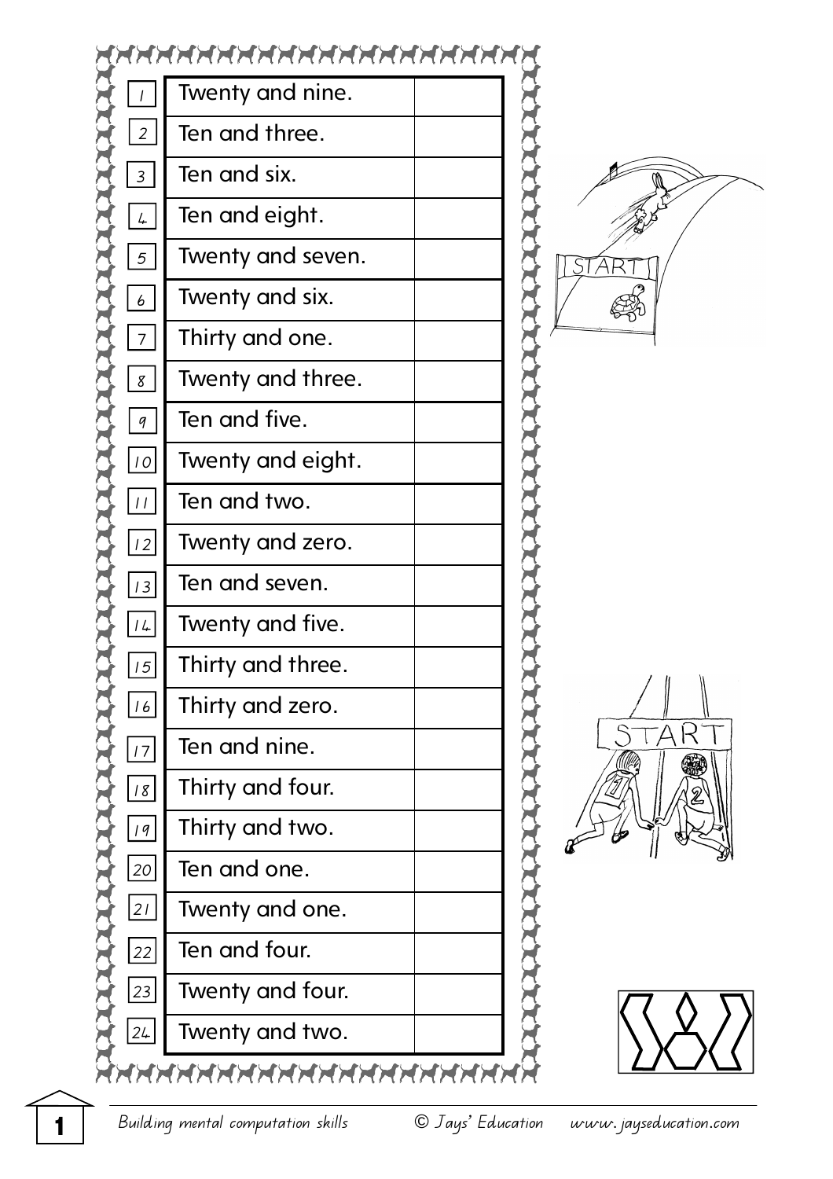| | | |
|---|---|---|
| 1 | Twenty and nine. | |
| 2 | Ten and three. | |
| 3 | Ten and six. | |
| 4 | Ten and eight. | |
| 5 | Twenty and seven. | |
| 6 | Twenty and six. | |
| 7 | Thirty and one. | |
| 8 | Twenty and three. | |
| 9 | Ten and five. | |
| 10 | Twenty and eight. | |
| 11 | Ten and two. | |
| 12 | Twenty and zero. | |
| 13 | Ten and seven. | |
| 14 | Twenty and five. | |
| 15 | Thirty and three. | |
| 16 | Thirty and zero. | |
| 17 | Ten and nine. | |
| 18 | Thirty and four. | |
| 19 | Thirty and two. | |
| 20 | Ten and one. | |
| 21 | Twenty and one. | |
| 22 | Ten and four. | |
| 23 | Twenty and four. | |
| 24 | Twenty and two. | |

*Building mental computation skills* © *Jays' Education* *www.jayseducation.com*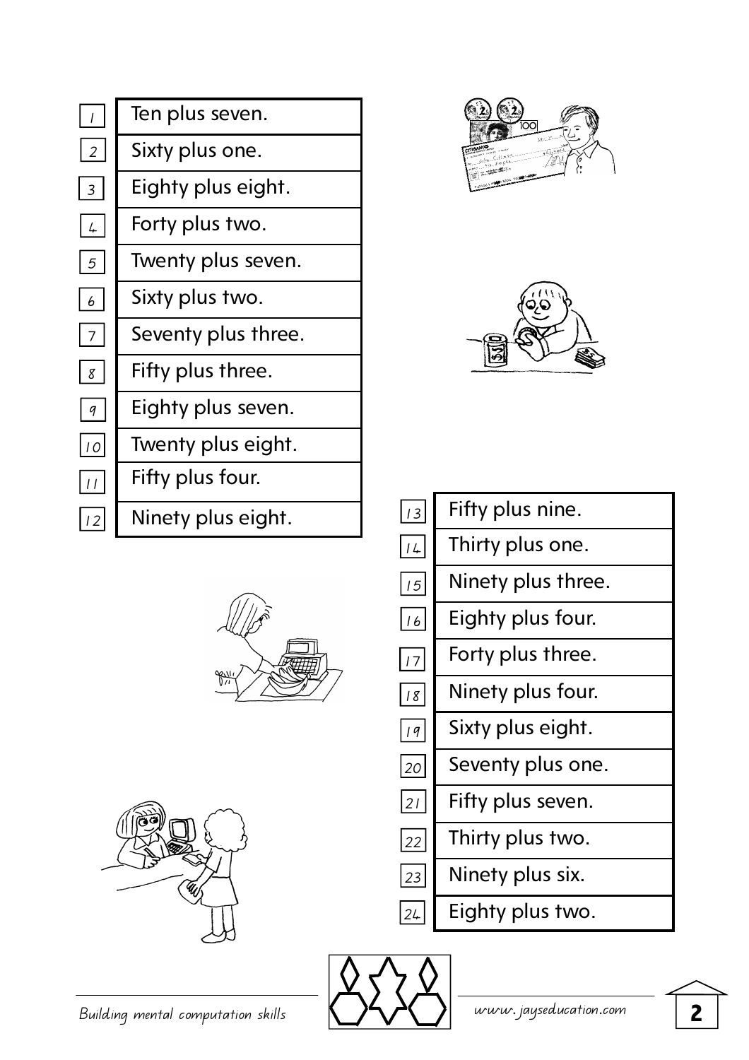| | |
|---|---|
| 1 | Ten plus seven. |
| 2 | Sixty plus one. |
| 3 | Eighty plus eight. |
| 4 | Forty plus two. |
| 5 | Twenty plus seven. |
| 6 | Sixty plus two. |
| 7 | Seventy plus three. |
| 8 | Fifty plus three. |
| 9 | Eighty plus seven. |
| 10 | Twenty plus eight. |
| 11 | Fifty plus four. |
| 12 | Ninety plus eight. |

| | |
|---|---|
| 13 | Fifty plus nine. |
| 14 | Thirty plus one. |
| 15 | Ninety plus three. |
| 16 | Eighty plus four. |
| 17 | Forty plus three. |
| 18 | Ninety plus four. |
| 19 | Sixty plus eight. |
| 20 | Seventy plus one. |
| 21 | Fifty plus seven. |
| 22 | Thirty plus two. |
| 23 | Ninety plus six. |
| 24 | Eighty plus two. |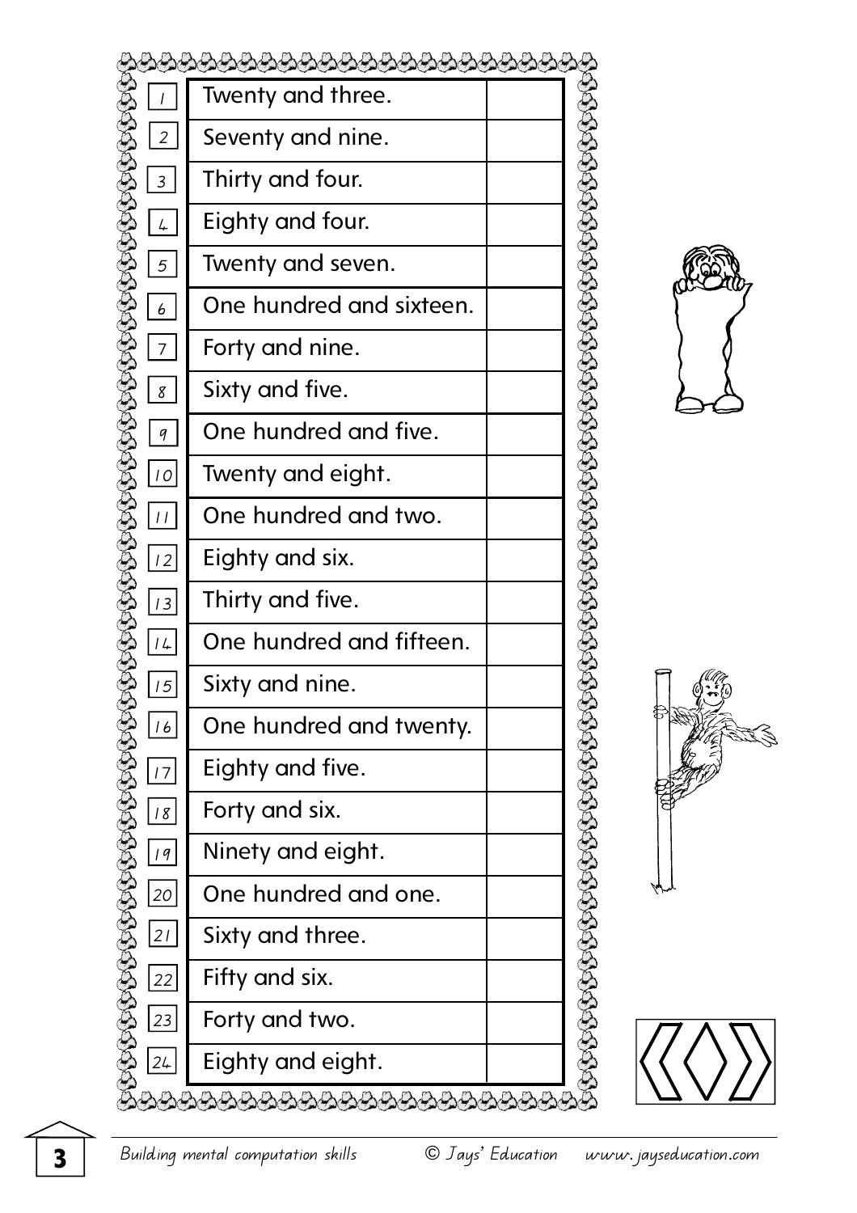| # | Question | Answer |
|---|---|---|
| 1 | Twenty and three. | |
| 2 | Seventy and nine. | |
| 3 | Thirty and four. | |
| 4 | Eighty and four. | |
| 5 | Twenty and seven. | |
| 6 | One hundred and sixteen. | |
| 7 | Forty and nine. | |
| 8 | Sixty and five. | |
| 9 | One hundred and five. | |
| 10 | Twenty and eight. | |
| 11 | One hundred and two. | |
| 12 | Eighty and six. | |
| 13 | Thirty and five. | |
| 14 | One hundred and fifteen. | |
| 15 | Sixty and nine. | |
| 16 | One hundred and twenty. | |
| 17 | Eighty and five. | |
| 18 | Forty and six. | |
| 19 | Ninety and eight. | |
| 20 | One hundred and one. | |
| 21 | Sixty and three. | |
| 22 | Fifty and six. | |
| 23 | Forty and two. | |
| 24 | Eighty and eight. | |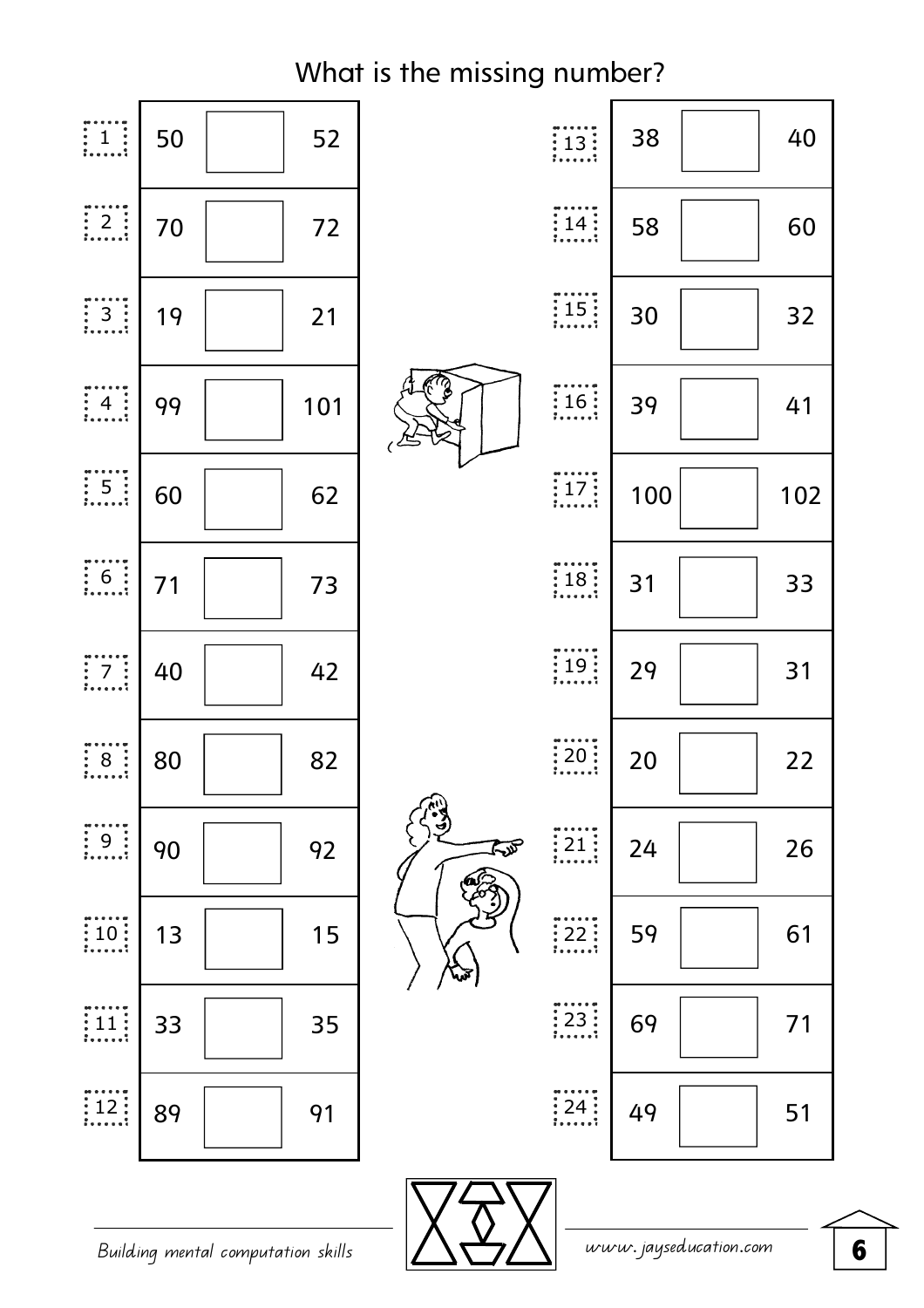# What is the missing number?

| | | | |
|---|---|---|---|
| 1 | 50 | | 52 |
| 2 | 70 | | 72 |
| 3 | 19 | | 21 |
| 4 | 99 | | 101 |
| 5 | 60 | | 62 |
| 6 | 71 | | 73 |
| 7 | 40 | | 42 |
| 8 | 80 | | 82 |
| 9 | 90 | | 92 |
| 10 | 13 | | 15 |
| 11 | 33 | | 35 |
| 12 | 89 | | 91 |

| | | | |
|---|---|---|---|
| 13 | 38 | | 40 |
| 14 | 58 | | 60 |
| 15 | 30 | | 32 |
| 16 | 39 | | 41 |
| 17 | 100 | | 102 |
| 18 | 31 | | 33 |
| 19 | 29 | | 31 |
| 20 | 20 | | 22 |
| 21 | 24 | | 26 |
| 22 | 59 | | 61 |
| 23 | 69 | | 71 |
| 24 | 49 | | 51 |